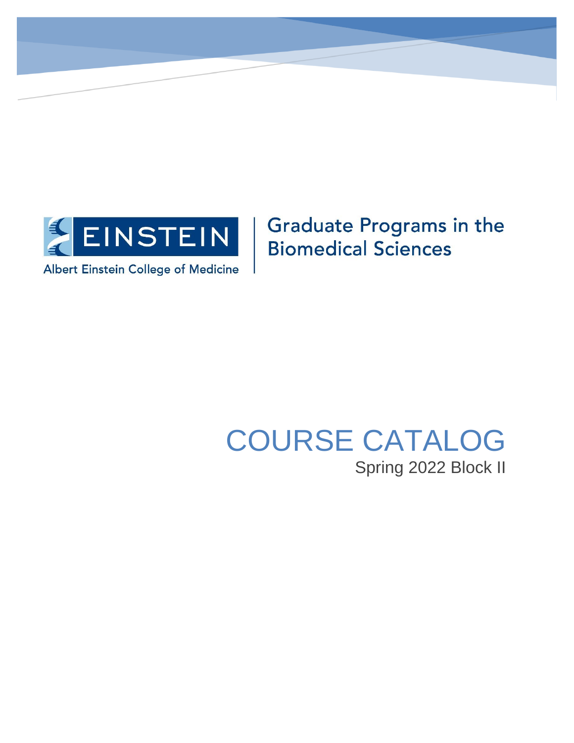EINSTEIN

Albert Einstein College of Medicine

Graduate Programs in the Biomedical Sciences

# COURSE CATALOG

Spring 2022 Block II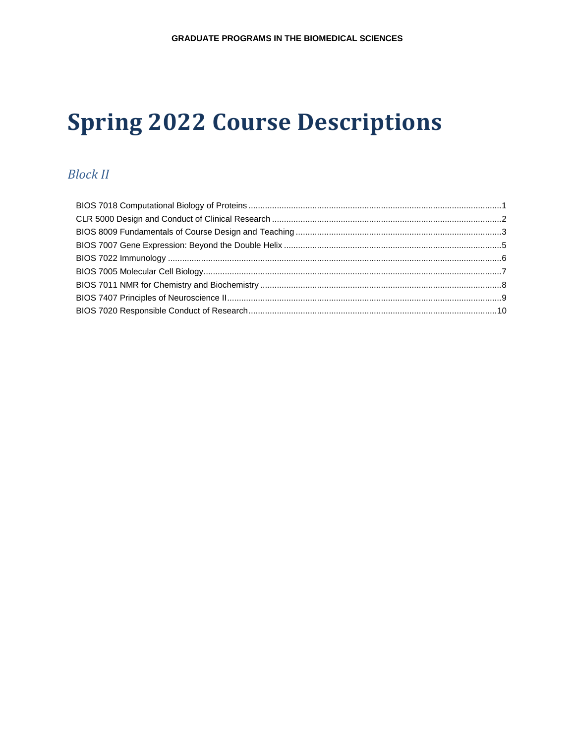# Spring 2022 Course Descriptions

## *Block II*

BIOS 7018 Computational Biology of Proteins ........ 1
CLR 5000 Design and Conduct of Clinical Research ........ 2
BIOS 8009 Fundamentals of Course Design and Teaching ........ 3
BIOS 7007 Gene Expression: Beyond the Double Helix ........ 5
BIOS 7022 Immunology ........ 6
BIOS 7005 Molecular Cell Biology ........ 7
BIOS 7011 NMR for Chemistry and Biochemistry ........ 8
BIOS 7407 Principles of Neuroscience II ........ 9
BIOS 7020 Responsible Conduct of Research ........ 10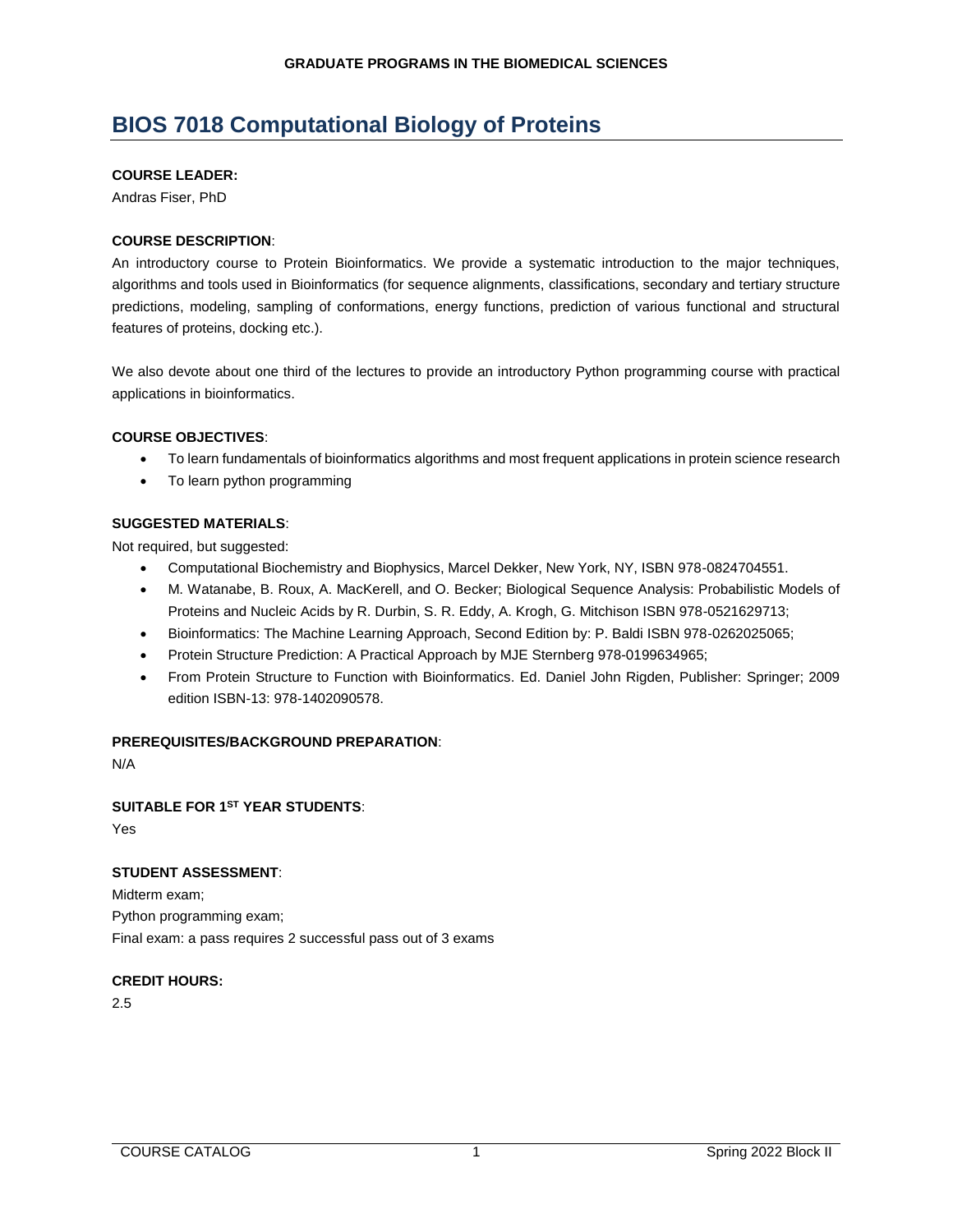# BIOS 7018 Computational Biology of Proteins

**COURSE LEADER:**

Andras Fiser, PhD

**COURSE DESCRIPTION**:

An introductory course to Protein Bioinformatics. We provide a systematic introduction to the major techniques, algorithms and tools used in Bioinformatics (for sequence alignments, classifications, secondary and tertiary structure predictions, modeling, sampling of conformations, energy functions, prediction of various functional and structural features of proteins, docking etc.).

We also devote about one third of the lectures to provide an introductory Python programming course with practical applications in bioinformatics.

**COURSE OBJECTIVES**:

- To learn fundamentals of bioinformatics algorithms and most frequent applications in protein science research
- To learn python programming

**SUGGESTED MATERIALS**:

Not required, but suggested:

- Computational Biochemistry and Biophysics, Marcel Dekker, New York, NY, ISBN 978-0824704551.
- M. Watanabe, B. Roux, A. MacKerell, and O. Becker; Biological Sequence Analysis: Probabilistic Models of Proteins and Nucleic Acids by R. Durbin, S. R. Eddy, A. Krogh, G. Mitchison ISBN 978-0521629713;
- Bioinformatics: The Machine Learning Approach, Second Edition by: P. Baldi ISBN 978-0262025065;
- Protein Structure Prediction: A Practical Approach by MJE Sternberg 978-0199634965;
- From Protein Structure to Function with Bioinformatics. Ed. Daniel John Rigden, Publisher: Springer; 2009 edition ISBN-13: 978-1402090578.

**PREREQUISITES/BACKGROUND PREPARATION**:

N/A

**SUITABLE FOR 1ST YEAR STUDENTS**:

Yes

**STUDENT ASSESSMENT**:

Midterm exam;
Python programming exam;
Final exam: a pass requires 2 successful pass out of 3 exams

**CREDIT HOURS:**

2.5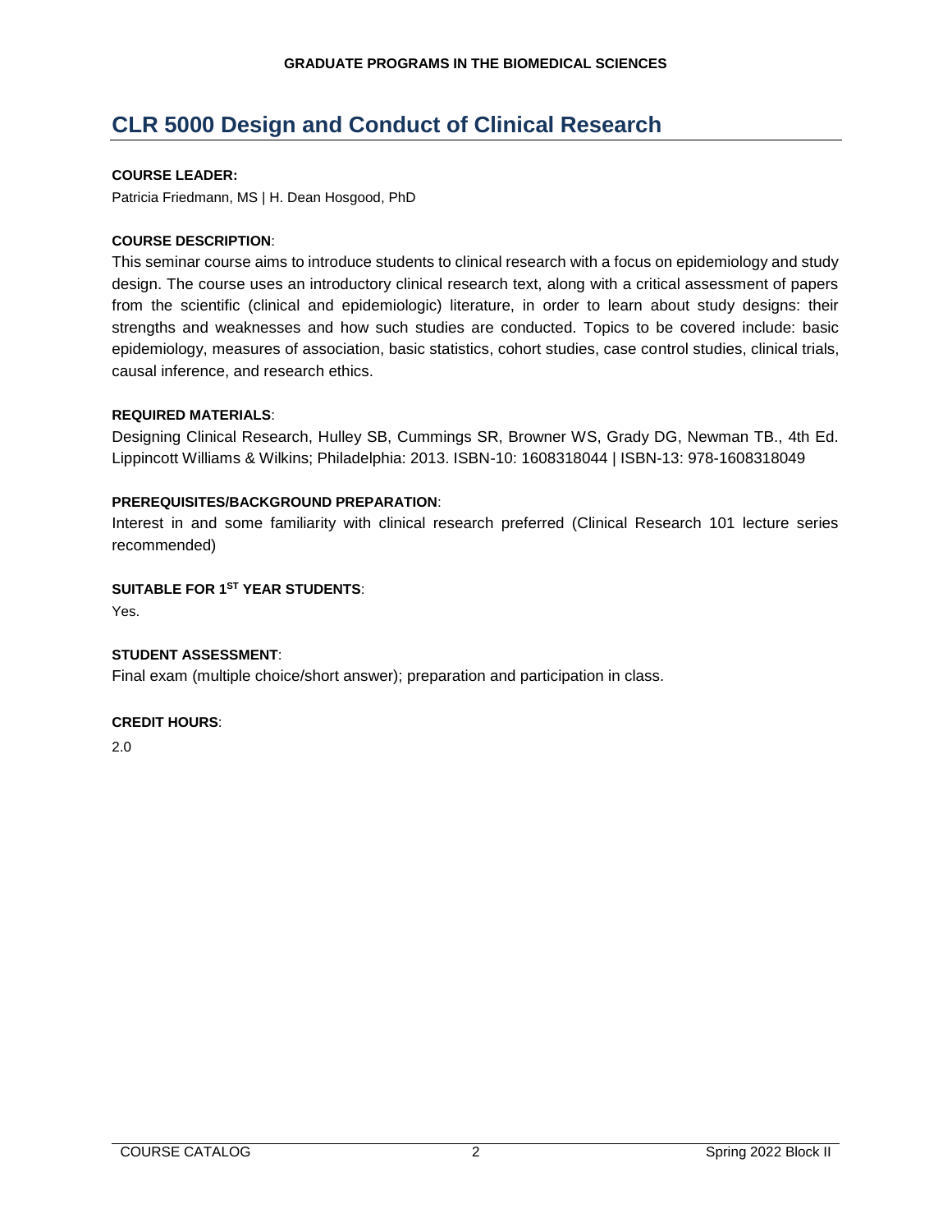# CLR 5000 Design and Conduct of Clinical Research

**COURSE LEADER:**

Patricia Friedmann, MS | H. Dean Hosgood, PhD

**COURSE DESCRIPTION**:

This seminar course aims to introduce students to clinical research with a focus on epidemiology and study design. The course uses an introductory clinical research text, along with a critical assessment of papers from the scientific (clinical and epidemiologic) literature, in order to learn about study designs: their strengths and weaknesses and how such studies are conducted. Topics to be covered include: basic epidemiology, measures of association, basic statistics, cohort studies, case control studies, clinical trials, causal inference, and research ethics.

**REQUIRED MATERIALS**:

Designing Clinical Research, Hulley SB, Cummings SR, Browner WS, Grady DG, Newman TB., 4th Ed. Lippincott Williams & Wilkins; Philadelphia: 2013. ISBN-10: 1608318044 | ISBN-13: 978-1608318049

**PREREQUISITES/BACKGROUND PREPARATION**:

Interest in and some familiarity with clinical research preferred (Clinical Research 101 lecture series recommended)

**SUITABLE FOR 1ST YEAR STUDENTS**:

Yes.

**STUDENT ASSESSMENT**:

Final exam (multiple choice/short answer); preparation and participation in class.

**CREDIT HOURS**:

2.0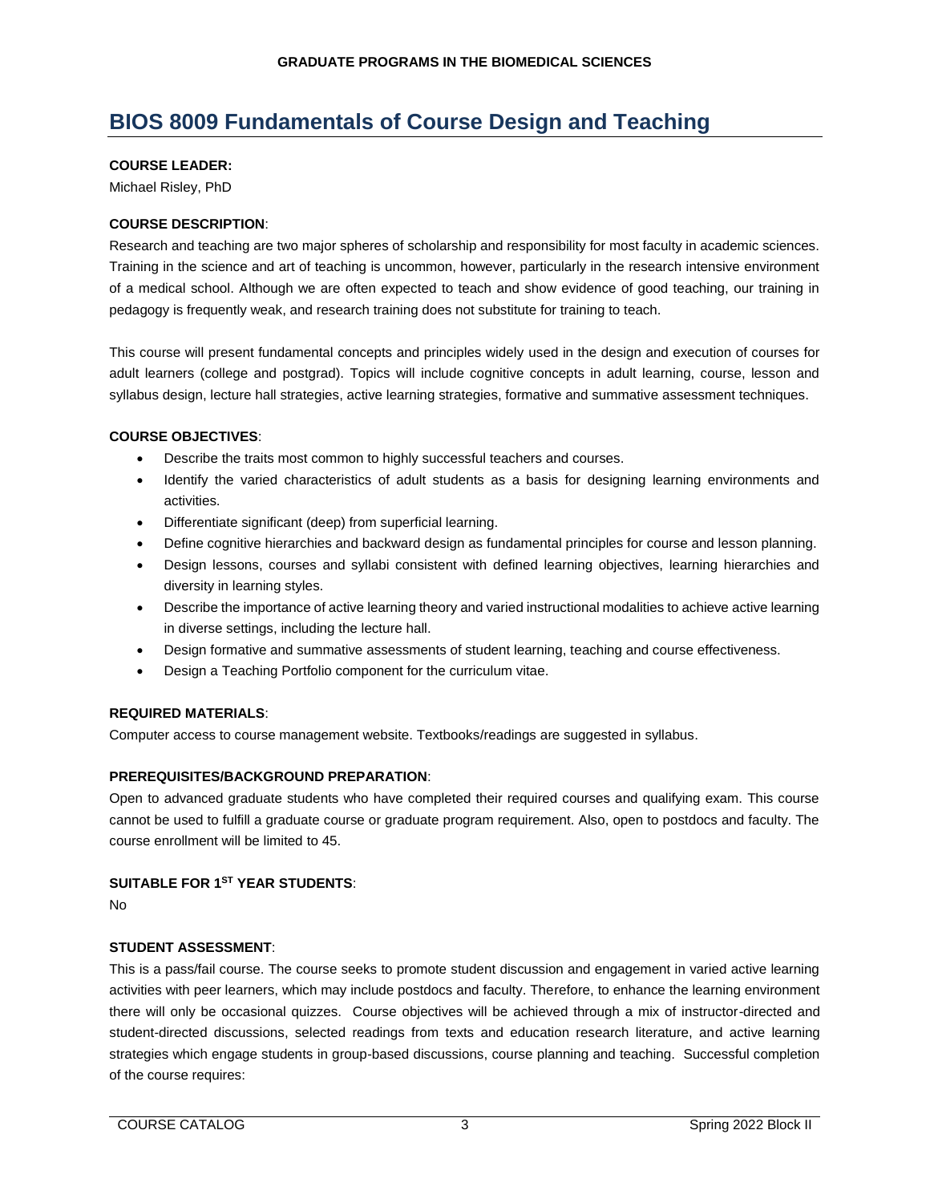# BIOS 8009 Fundamentals of Course Design and Teaching

**COURSE LEADER:**

Michael Risley, PhD

**COURSE DESCRIPTION**:

Research and teaching are two major spheres of scholarship and responsibility for most faculty in academic sciences. Training in the science and art of teaching is uncommon, however, particularly in the research intensive environment of a medical school. Although we are often expected to teach and show evidence of good teaching, our training in pedagogy is frequently weak, and research training does not substitute for training to teach.

This course will present fundamental concepts and principles widely used in the design and execution of courses for adult learners (college and postgrad). Topics will include cognitive concepts in adult learning, course, lesson and syllabus design, lecture hall strategies, active learning strategies, formative and summative assessment techniques.

**COURSE OBJECTIVES**:

- Describe the traits most common to highly successful teachers and courses.
- Identify the varied characteristics of adult students as a basis for designing learning environments and activities.
- Differentiate significant (deep) from superficial learning.
- Define cognitive hierarchies and backward design as fundamental principles for course and lesson planning.
- Design lessons, courses and syllabi consistent with defined learning objectives, learning hierarchies and diversity in learning styles.
- Describe the importance of active learning theory and varied instructional modalities to achieve active learning in diverse settings, including the lecture hall.
- Design formative and summative assessments of student learning, teaching and course effectiveness.
- Design a Teaching Portfolio component for the curriculum vitae.

**REQUIRED MATERIALS**:

Computer access to course management website. Textbooks/readings are suggested in syllabus.

**PREREQUISITES/BACKGROUND PREPARATION**:

Open to advanced graduate students who have completed their required courses and qualifying exam. This course cannot be used to fulfill a graduate course or graduate program requirement. Also, open to postdocs and faculty. The course enrollment will be limited to 45.

**SUITABLE FOR 1ST YEAR STUDENTS**:

No

**STUDENT ASSESSMENT**:

This is a pass/fail course. The course seeks to promote student discussion and engagement in varied active learning activities with peer learners, which may include postdocs and faculty. Therefore, to enhance the learning environment there will only be occasional quizzes. Course objectives will be achieved through a mix of instructor-directed and student-directed discussions, selected readings from texts and education research literature, and active learning strategies which engage students in group-based discussions, course planning and teaching. Successful completion of the course requires: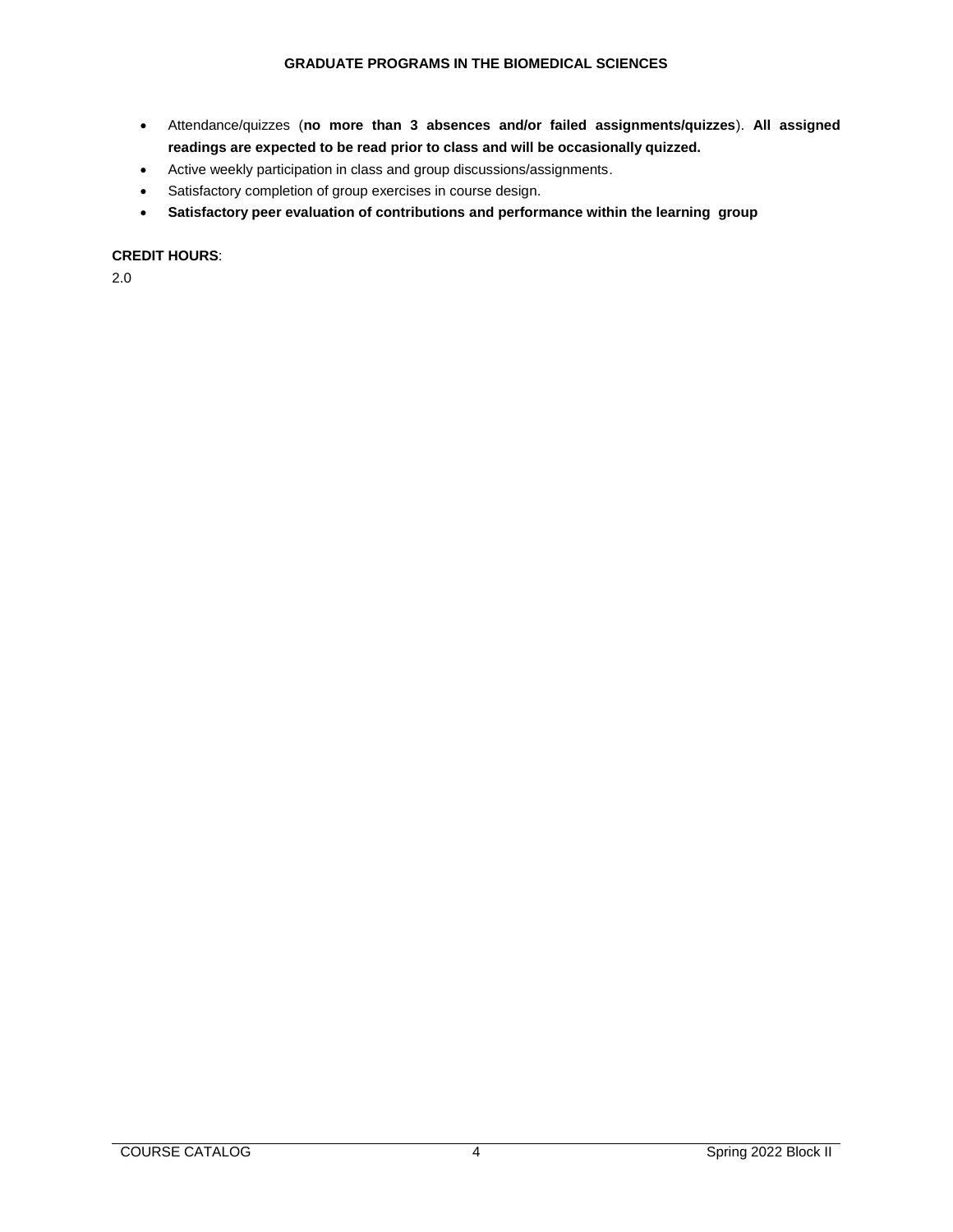- Attendance/quizzes (**no more than 3 absences and/or failed assignments/quizzes**). **All assigned readings are expected to be read prior to class and will be occasionally quizzed.**
- Active weekly participation in class and group discussions/assignments.
- Satisfactory completion of group exercises in course design.
- **Satisfactory peer evaluation of contributions and performance within the learning group**

**CREDIT HOURS**:

2.0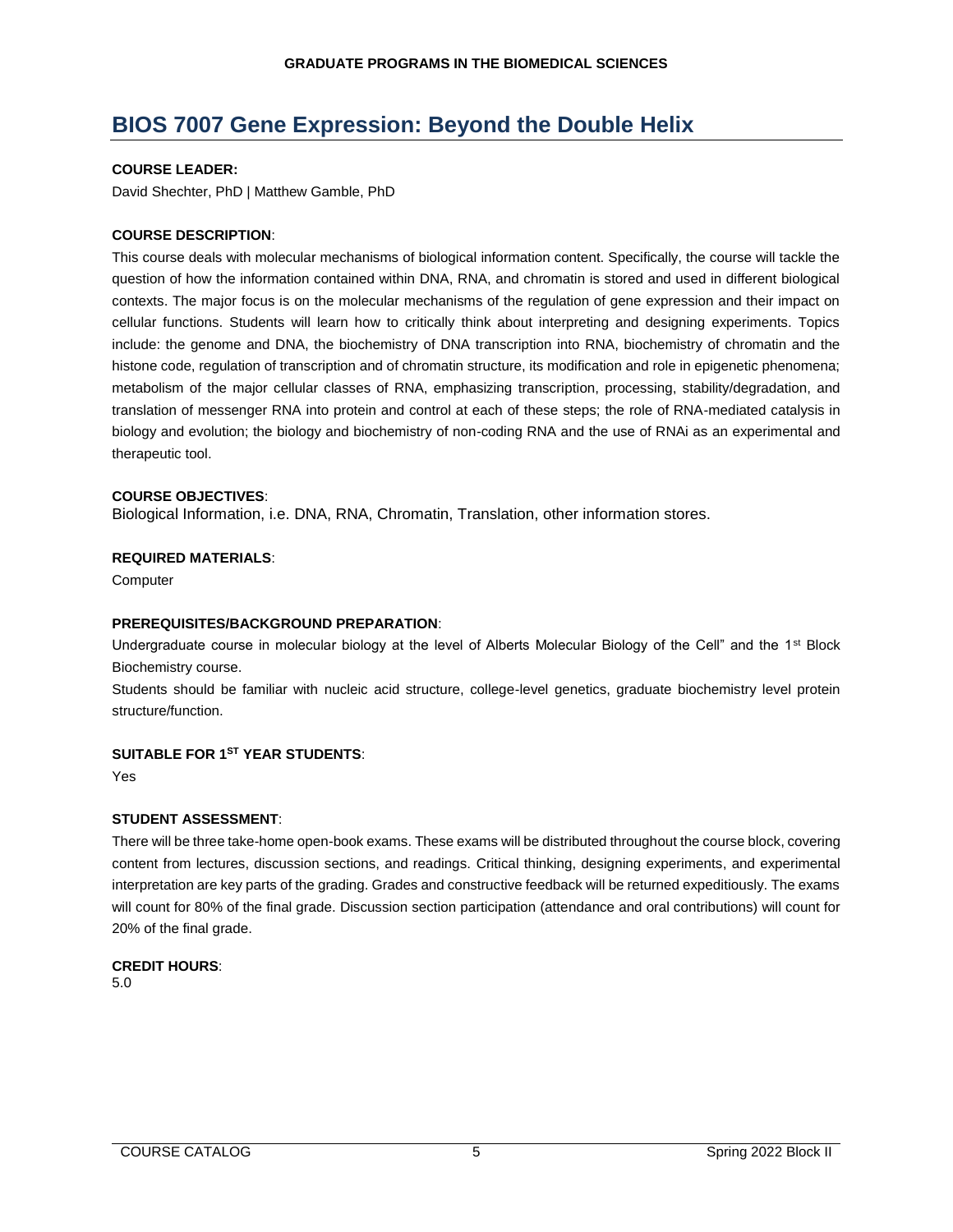# BIOS 7007 Gene Expression: Beyond the Double Helix

**COURSE LEADER:**

David Shechter, PhD | Matthew Gamble, PhD

**COURSE DESCRIPTION**:

This course deals with molecular mechanisms of biological information content. Specifically, the course will tackle the question of how the information contained within DNA, RNA, and chromatin is stored and used in different biological contexts. The major focus is on the molecular mechanisms of the regulation of gene expression and their impact on cellular functions. Students will learn how to critically think about interpreting and designing experiments. Topics include: the genome and DNA, the biochemistry of DNA transcription into RNA, biochemistry of chromatin and the histone code, regulation of transcription and of chromatin structure, its modification and role in epigenetic phenomena; metabolism of the major cellular classes of RNA, emphasizing transcription, processing, stability/degradation, and translation of messenger RNA into protein and control at each of these steps; the role of RNA-mediated catalysis in biology and evolution; the biology and biochemistry of non-coding RNA and the use of RNAi as an experimental and therapeutic tool.

**COURSE OBJECTIVES**:

Biological Information, i.e. DNA, RNA, Chromatin, Translation, other information stores.

**REQUIRED MATERIALS**:

Computer

**PREREQUISITES/BACKGROUND PREPARATION**:

Undergraduate course in molecular biology at the level of Alberts Molecular Biology of the Cell" and the 1st Block Biochemistry course.

Students should be familiar with nucleic acid structure, college-level genetics, graduate biochemistry level protein structure/function.

**SUITABLE FOR 1ST YEAR STUDENTS**:

Yes

**STUDENT ASSESSMENT**:

There will be three take-home open-book exams. These exams will be distributed throughout the course block, covering content from lectures, discussion sections, and readings. Critical thinking, designing experiments, and experimental interpretation are key parts of the grading. Grades and constructive feedback will be returned expeditiously. The exams will count for 80% of the final grade. Discussion section participation (attendance and oral contributions) will count for 20% of the final grade.

**CREDIT HOURS**:

5.0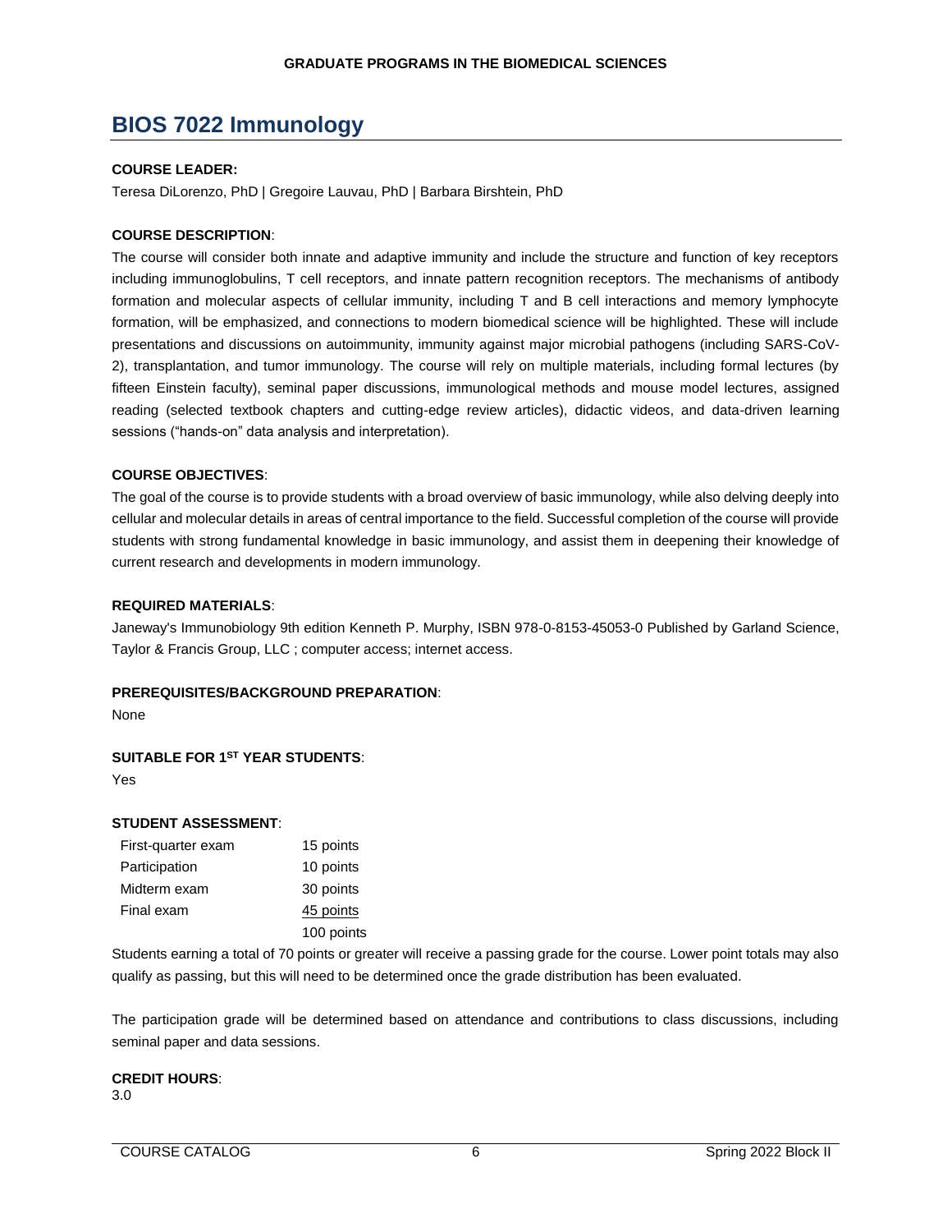# BIOS 7022 Immunology

**COURSE LEADER:**

Teresa DiLorenzo, PhD | Gregoire Lauvau, PhD | Barbara Birshtein, PhD

**COURSE DESCRIPTION**:

The course will consider both innate and adaptive immunity and include the structure and function of key receptors including immunoglobulins, T cell receptors, and innate pattern recognition receptors. The mechanisms of antibody formation and molecular aspects of cellular immunity, including T and B cell interactions and memory lymphocyte formation, will be emphasized, and connections to modern biomedical science will be highlighted. These will include presentations and discussions on autoimmunity, immunity against major microbial pathogens (including SARS-CoV-2), transplantation, and tumor immunology. The course will rely on multiple materials, including formal lectures (by fifteen Einstein faculty), seminal paper discussions, immunological methods and mouse model lectures, assigned reading (selected textbook chapters and cutting-edge review articles), didactic videos, and data-driven learning sessions ("hands-on" data analysis and interpretation).

**COURSE OBJECTIVES**:

The goal of the course is to provide students with a broad overview of basic immunology, while also delving deeply into cellular and molecular details in areas of central importance to the field. Successful completion of the course will provide students with strong fundamental knowledge in basic immunology, and assist them in deepening their knowledge of current research and developments in modern immunology.

**REQUIRED MATERIALS**:

Janeway's Immunobiology 9th edition Kenneth P. Murphy, ISBN 978-0-8153-45053-0 Published by Garland Science, Taylor & Francis Group, LLC ; computer access; internet access.

**PREREQUISITES/BACKGROUND PREPARATION**:

None

**SUITABLE FOR 1ST YEAR STUDENTS**:

Yes

**STUDENT ASSESSMENT**:

| | |
|---|---|
| First-quarter exam | 15 points |
| Participation | 10 points |
| Midterm exam | 30 points |
| Final exam | 45 points |
| | 100 points |

Students earning a total of 70 points or greater will receive a passing grade for the course. Lower point totals may also qualify as passing, but this will need to be determined once the grade distribution has been evaluated.

The participation grade will be determined based on attendance and contributions to class discussions, including seminal paper and data sessions.

**CREDIT HOURS**:

3.0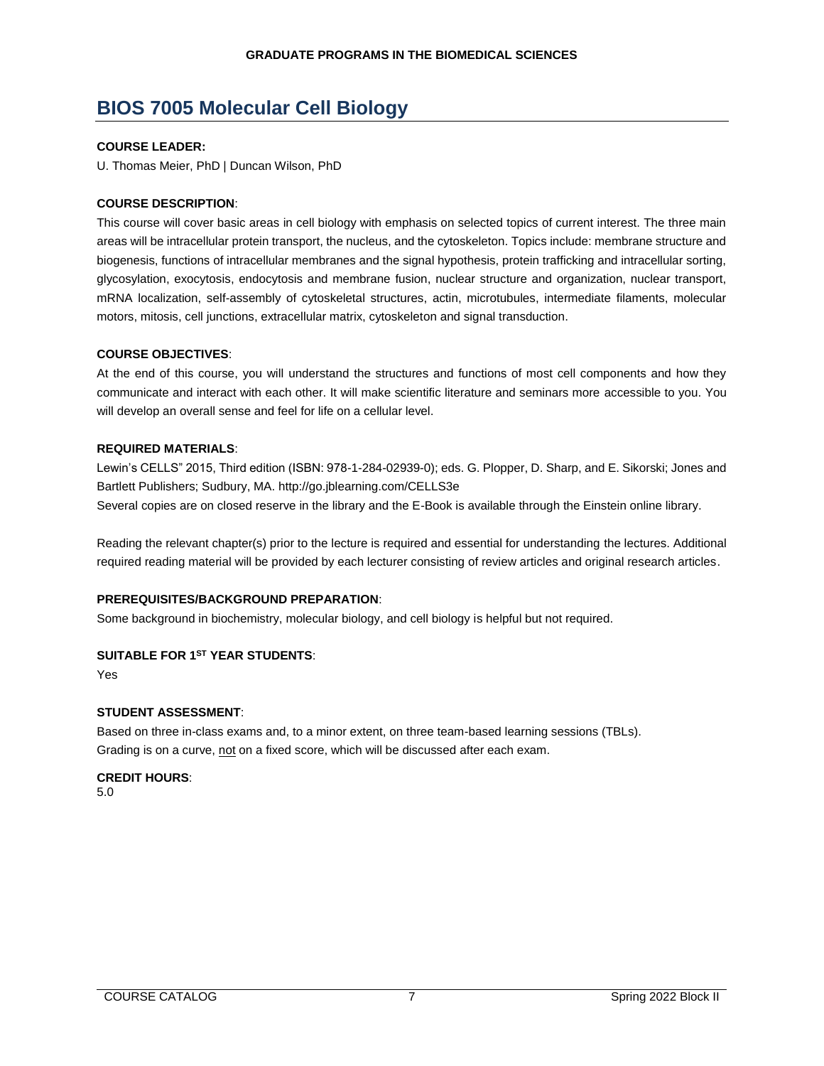# BIOS 7005 Molecular Cell Biology

**COURSE LEADER:**

U. Thomas Meier, PhD | Duncan Wilson, PhD

**COURSE DESCRIPTION**:

This course will cover basic areas in cell biology with emphasis on selected topics of current interest. The three main areas will be intracellular protein transport, the nucleus, and the cytoskeleton. Topics include: membrane structure and biogenesis, functions of intracellular membranes and the signal hypothesis, protein trafficking and intracellular sorting, glycosylation, exocytosis, endocytosis and membrane fusion, nuclear structure and organization, nuclear transport, mRNA localization, self-assembly of cytoskeletal structures, actin, microtubules, intermediate filaments, molecular motors, mitosis, cell junctions, extracellular matrix, cytoskeleton and signal transduction.

**COURSE OBJECTIVES**:

At the end of this course, you will understand the structures and functions of most cell components and how they communicate and interact with each other. It will make scientific literature and seminars more accessible to you. You will develop an overall sense and feel for life on a cellular level.

**REQUIRED MATERIALS**:

Lewin's CELLS" 2015, Third edition (ISBN: 978-1-284-02939-0); eds. G. Plopper, D. Sharp, and E. Sikorski; Jones and Bartlett Publishers; Sudbury, MA. http://go.jblearning.com/CELLS3e

Several copies are on closed reserve in the library and the E-Book is available through the Einstein online library.

Reading the relevant chapter(s) prior to the lecture is required and essential for understanding the lectures. Additional required reading material will be provided by each lecturer consisting of review articles and original research articles.

**PREREQUISITES/BACKGROUND PREPARATION**:

Some background in biochemistry, molecular biology, and cell biology is helpful but not required.

**SUITABLE FOR 1ST YEAR STUDENTS**:

Yes

**STUDENT ASSESSMENT**:

Based on three in-class exams and, to a minor extent, on three team-based learning sessions (TBLs).
Grading is on a curve, not on a fixed score, which will be discussed after each exam.

**CREDIT HOURS**:

5.0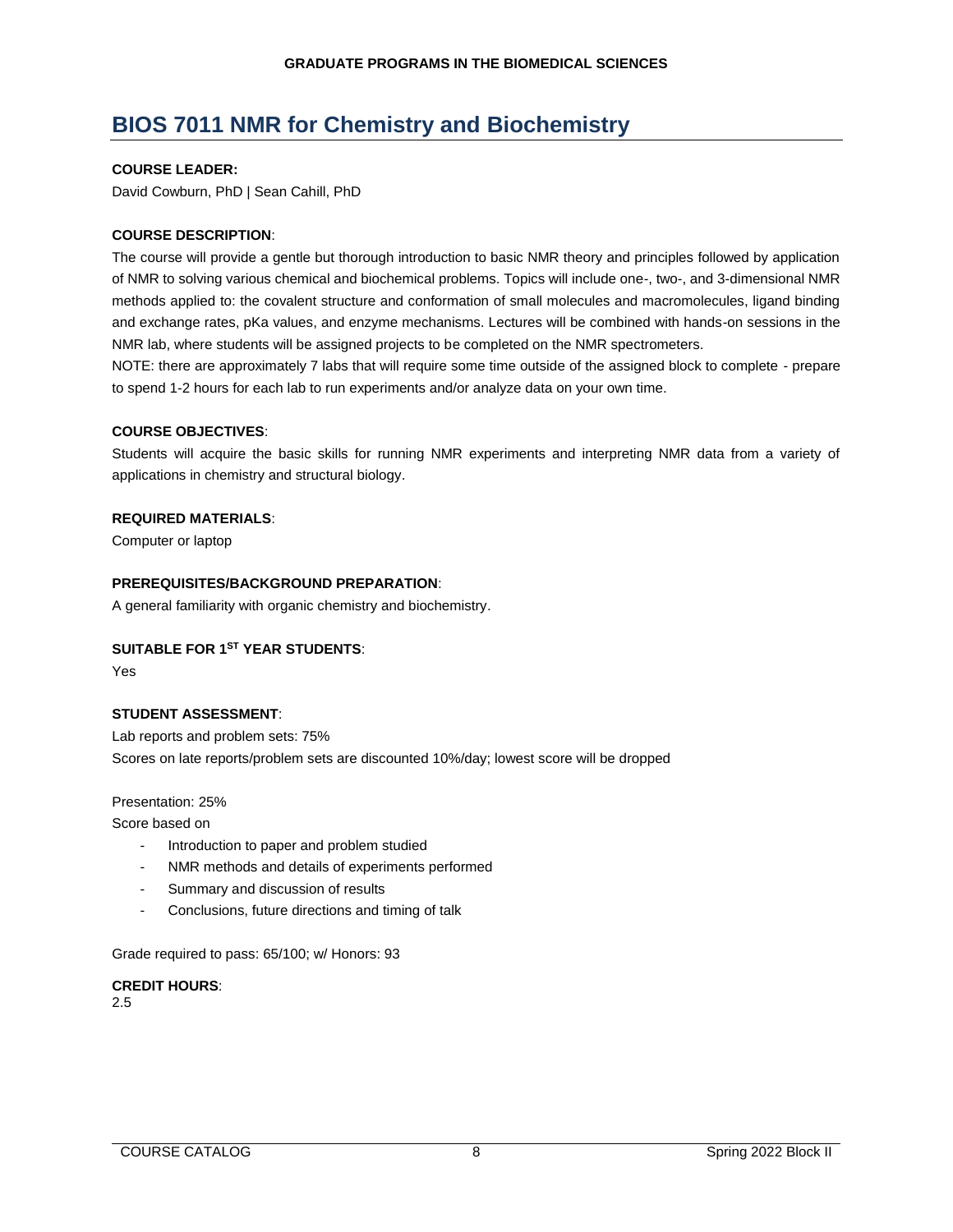# BIOS 7011 NMR for Chemistry and Biochemistry

**COURSE LEADER:**

David Cowburn, PhD | Sean Cahill, PhD

**COURSE DESCRIPTION**:

The course will provide a gentle but thorough introduction to basic NMR theory and principles followed by application of NMR to solving various chemical and biochemical problems. Topics will include one-, two-, and 3-dimensional NMR methods applied to: the covalent structure and conformation of small molecules and macromolecules, ligand binding and exchange rates, pKa values, and enzyme mechanisms. Lectures will be combined with hands-on sessions in the NMR lab, where students will be assigned projects to be completed on the NMR spectrometers.

NOTE: there are approximately 7 labs that will require some time outside of the assigned block to complete - prepare to spend 1-2 hours for each lab to run experiments and/or analyze data on your own time.

**COURSE OBJECTIVES**:

Students will acquire the basic skills for running NMR experiments and interpreting NMR data from a variety of applications in chemistry and structural biology.

**REQUIRED MATERIALS**:

Computer or laptop

**PREREQUISITES/BACKGROUND PREPARATION**:

A general familiarity with organic chemistry and biochemistry.

**SUITABLE FOR 1ST YEAR STUDENTS**:

Yes

**STUDENT ASSESSMENT**:

Lab reports and problem sets: 75%

Scores on late reports/problem sets are discounted 10%/day; lowest score will be dropped

Presentation: 25%

Score based on

- Introduction to paper and problem studied
- NMR methods and details of experiments performed
- Summary and discussion of results
- Conclusions, future directions and timing of talk

Grade required to pass: 65/100; w/ Honors: 93

**CREDIT HOURS**:

2.5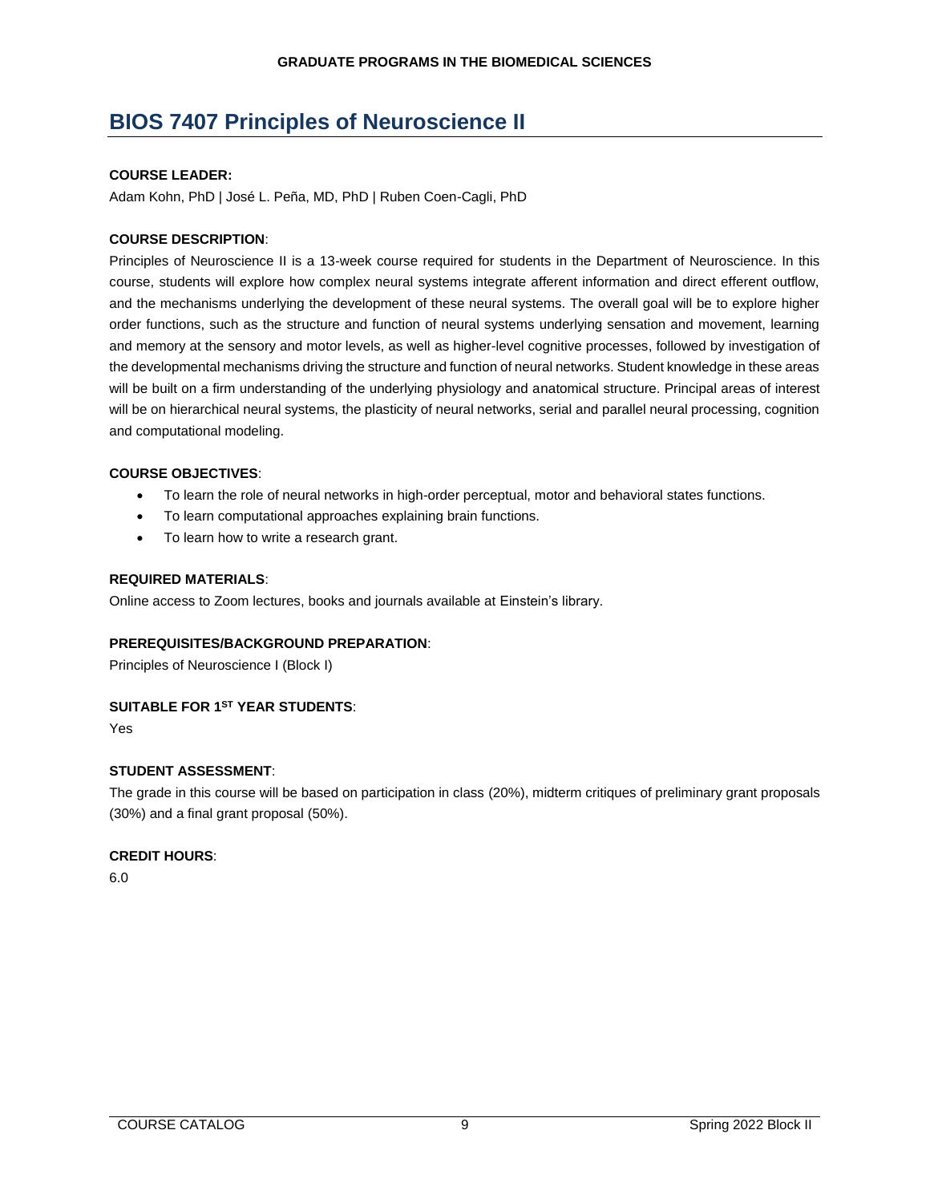# BIOS 7407 Principles of Neuroscience II

**COURSE LEADER:**

Adam Kohn, PhD | José L. Peña, MD, PhD | Ruben Coen-Cagli, PhD

**COURSE DESCRIPTION**:

Principles of Neuroscience II is a 13-week course required for students in the Department of Neuroscience. In this course, students will explore how complex neural systems integrate afferent information and direct efferent outflow, and the mechanisms underlying the development of these neural systems. The overall goal will be to explore higher order functions, such as the structure and function of neural systems underlying sensation and movement, learning and memory at the sensory and motor levels, as well as higher-level cognitive processes, followed by investigation of the developmental mechanisms driving the structure and function of neural networks. Student knowledge in these areas will be built on a firm understanding of the underlying physiology and anatomical structure. Principal areas of interest will be on hierarchical neural systems, the plasticity of neural networks, serial and parallel neural processing, cognition and computational modeling.

**COURSE OBJECTIVES**:

- To learn the role of neural networks in high-order perceptual, motor and behavioral states functions.
- To learn computational approaches explaining brain functions.
- To learn how to write a research grant.

**REQUIRED MATERIALS**:

Online access to Zoom lectures, books and journals available at Einstein's library.

**PREREQUISITES/BACKGROUND PREPARATION**:

Principles of Neuroscience I (Block I)

**SUITABLE FOR 1ST YEAR STUDENTS**:

Yes

**STUDENT ASSESSMENT**:

The grade in this course will be based on participation in class (20%), midterm critiques of preliminary grant proposals (30%) and a final grant proposal (50%).

**CREDIT HOURS**:

6.0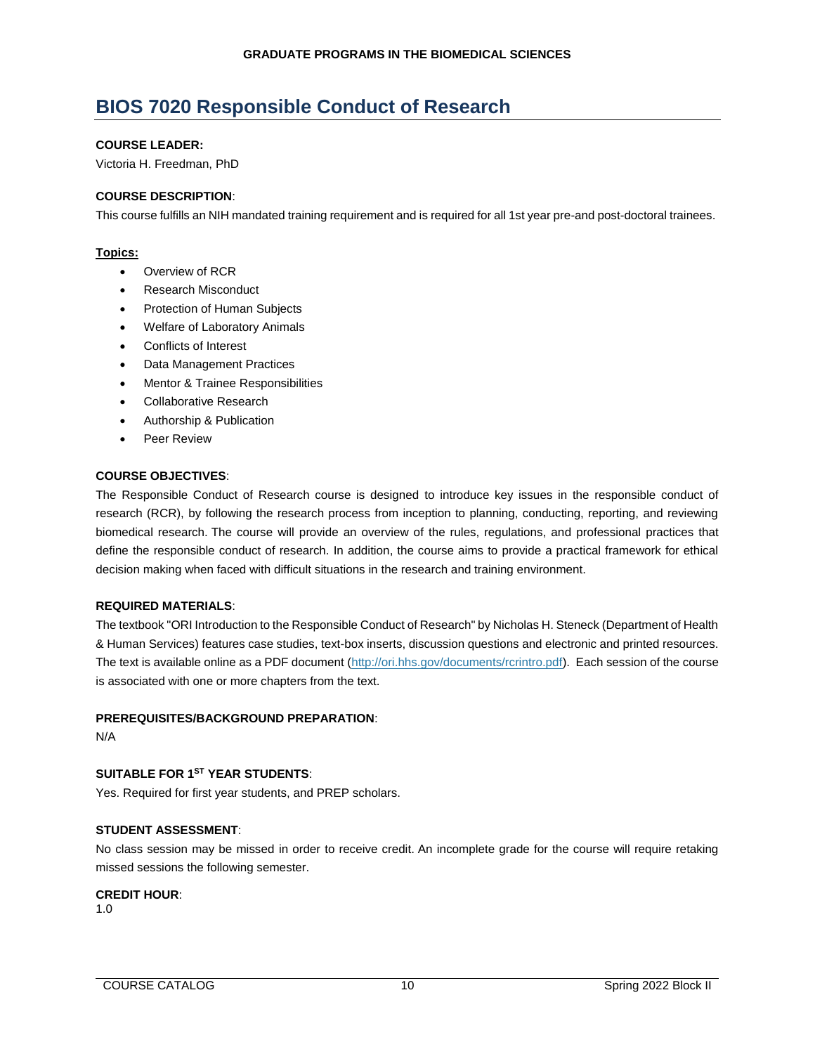# BIOS 7020 Responsible Conduct of Research

**COURSE LEADER:**

Victoria H. Freedman, PhD

**COURSE DESCRIPTION**:

This course fulfills an NIH mandated training requirement and is required for all 1st year pre-and post-doctoral trainees.

**Topics:**

- Overview of RCR
- Research Misconduct
- Protection of Human Subjects
- Welfare of Laboratory Animals
- Conflicts of Interest
- Data Management Practices
- Mentor & Trainee Responsibilities
- Collaborative Research
- Authorship & Publication
- Peer Review

**COURSE OBJECTIVES**:

The Responsible Conduct of Research course is designed to introduce key issues in the responsible conduct of research (RCR), by following the research process from inception to planning, conducting, reporting, and reviewing biomedical research. The course will provide an overview of the rules, regulations, and professional practices that define the responsible conduct of research. In addition, the course aims to provide a practical framework for ethical decision making when faced with difficult situations in the research and training environment.

**REQUIRED MATERIALS**:

The textbook "ORI Introduction to the Responsible Conduct of Research" by Nicholas H. Steneck (Department of Health & Human Services) features case studies, text-box inserts, discussion questions and electronic and printed resources. The text is available online as a PDF document (http://ori.hhs.gov/documents/rcrintro.pdf). Each session of the course is associated with one or more chapters from the text.

**PREREQUISITES/BACKGROUND PREPARATION**:

N/A

**SUITABLE FOR 1ST YEAR STUDENTS**:

Yes. Required for first year students, and PREP scholars.

**STUDENT ASSESSMENT**:

No class session may be missed in order to receive credit. An incomplete grade for the course will require retaking missed sessions the following semester.

**CREDIT HOUR**:

1.0